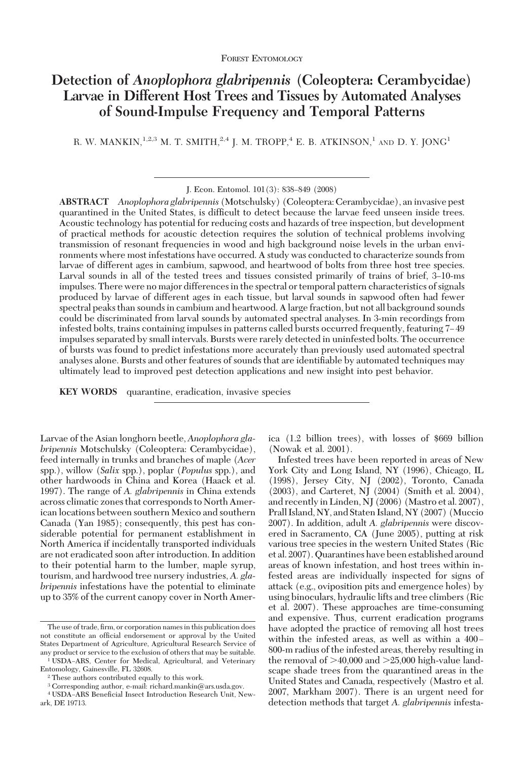FOREST ENTOMOLOGY

# Detection of *Anoplophora glabripennis* (Coleoptera: Cerambycidae) Larvae in Different Host Trees and Tissues by Automated Analyses of Sound-Impulse Frequency and Temporal Patterns

R. W. MANKIN,[1,2,3] M. T. SMITH,[2,4] J. M. TROPP,[4] E. B. ATKINSON,[1] AND D. Y. JONG[1]

J. Econ. Entomol. 101(3): 838–849 (2008)

**ABSTRACT** *Anoplophora glabripennis* (Motschulsky) (Coleoptera: Cerambycidae), an invasive pest quarantined in the United States, is difficult to detect because the larvae feed unseen inside trees. Acoustic technology has potential for reducing costs and hazards of tree inspection, but development of practical methods for acoustic detection requires the solution of technical problems involving transmission of resonant frequencies in wood and high background noise levels in the urban environments where most infestations have occurred. A study was conducted to characterize sounds from larvae of different ages in cambium, sapwood, and heartwood of bolts from three host tree species. Larval sounds in all of the tested trees and tissues consisted primarily of trains of brief, 3–10-ms impulses. There were no major differences in the spectral or temporal pattern characteristics of signals produced by larvae of different ages in each tissue, but larval sounds in sapwood often had fewer spectral peaks than sounds in cambium and heartwood. A large fraction, but not all background sounds could be discriminated from larval sounds by automated spectral analyses. In 3-min recordings from infested bolts, trains containing impulses in patterns called bursts occurred frequently, featuring 7–49 impulses separated by small intervals. Bursts were rarely detected in uninfested bolts. The occurrence of bursts was found to predict infestations more accurately than previously used automated spectral analyses alone. Bursts and other features of sounds that are identifiable by automated techniques may ultimately lead to improved pest detection applications and new insight into pest behavior.

**KEY WORDS** quarantine, eradication, invasive species

Larvae of the Asian longhorn beetle, *Anoplophora glabripennis* Motschulsky (Coleoptera: Cerambycidae), feed internally in trunks and branches of maple (*Acer* spp.), willow (*Salix* spp.), poplar (*Populus* spp.), and other hardwoods in China and Korea (Haack et al. 1997). The range of *A. glabripennis* in China extends across climatic zones that corresponds to North American locations between southern Mexico and southern Canada (Yan 1985); consequently, this pest has considerable potential for permanent establishment in North America if incidentally transported individuals are not eradicated soon after introduction. In addition to their potential harm to the lumber, maple syrup, tourism, and hardwood tree nursery industries, *A. glabripennis* infestations have the potential to eliminate up to 35% of the current canopy cover in North America (1.2 billion trees), with losses of $669 billion (Nowak et al. 2001).

Infested trees have been reported in areas of New York City and Long Island, NY (1996), Chicago, IL (1998), Jersey City, NJ (2002), Toronto, Canada (2003), and Carteret, NJ (2004) (Smith et al. 2004), and recently in Linden, NJ (2006) (Mastro et al. 2007), Prall Island, NY, and Staten Island, NY (2007) (Muccio 2007). In addition, adult *A. glabripennis* were discovered in Sacramento, CA (June 2005), putting at risk various tree species in the western United States (Ric et al. 2007). Quarantines have been established around areas of known infestation, and host trees within infested areas are individually inspected for signs of attack (e.g., oviposition pits and emergence holes) by using binoculars, hydraulic lifts and tree climbers (Ric et al. 2007). These approaches are time-consuming and expensive. Thus, current eradication programs have adopted the practice of removing all host trees within the infested areas, as well as within a 400–800-m radius of the infested areas, thereby resulting in the removal of >40,000 and >25,000 high-value landscape shade trees from the quarantined areas in the United States and Canada, respectively (Mastro et al. 2007, Markham 2007). There is an urgent need for detection methods that target *A. glabripennis* infesta-

The use of trade, firm, or corporation names in this publication does not constitute an official endorsement or approval by the United States Department of Agriculture, Agricultural Research Service of any product or service to the exclusion of others that may be suitable.

[1] USDA–ARS, Center for Medical, Agricultural, and Veterinary Entomology, Gainesville, FL 32608.

[2] These authors contributed equally to this work.

[3] Corresponding author, e-mail: richard.mankin@ars.usda.gov.

[4] USDA–ARS Beneficial Insect Introduction Research Unit, Newark, DE 19713.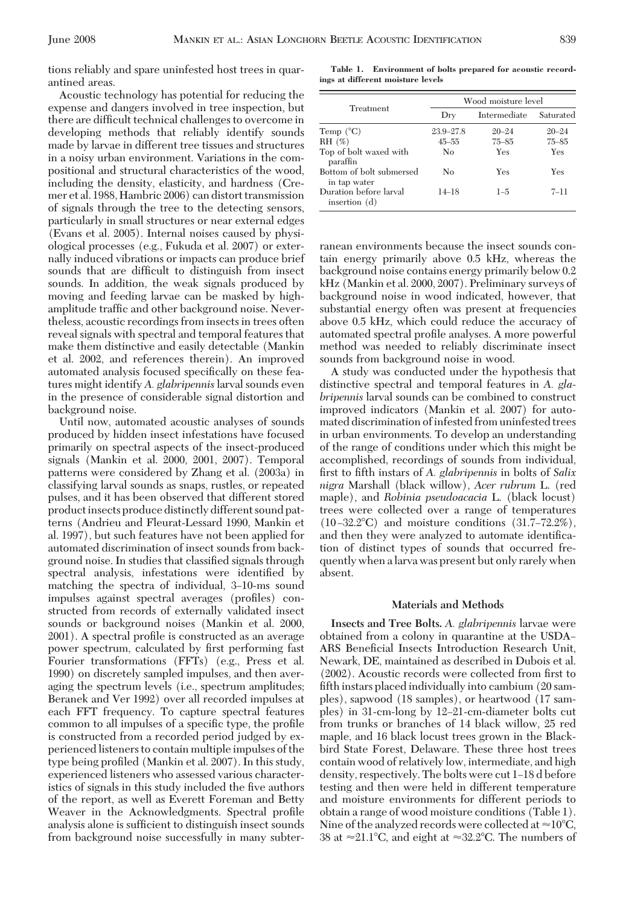tions reliably and spare uninfested host trees in quarantined areas.

Acoustic technology has potential for reducing the expense and dangers involved in tree inspection, but there are difficult technical challenges to overcome in developing methods that reliably identify sounds made by larvae in different tree tissues and structures in a noisy urban environment. Variations in the compositional and structural characteristics of the wood, including the density, elasticity, and hardness (Cremer et al. 1988, Hambric 2006) can distort transmission of signals through the tree to the detecting sensors, particularly in small structures or near external edges (Evans et al. 2005). Internal noises caused by physiological processes (e.g., Fukuda et al. 2007) or externally induced vibrations or impacts can produce brief sounds that are difficult to distinguish from insect sounds. In addition, the weak signals produced by moving and feeding larvae can be masked by high-amplitude traffic and other background noise. Nevertheless, acoustic recordings from insects in trees often reveal signals with spectral and temporal features that make them distinctive and easily detectable (Mankin et al. 2002, and references therein). An improved automated analysis focused specifically on these features might identify *A. glabripennis* larval sounds even in the presence of considerable signal distortion and background noise.

Until now, automated acoustic analyses of sounds produced by hidden insect infestations have focused primarily on spectral aspects of the insect-produced signals (Mankin et al. 2000, 2001, 2007). Temporal patterns were considered by Zhang et al. (2003a) in classifying larval sounds as snaps, rustles, or repeated pulses, and it has been observed that different stored product insects produce distinctly different sound patterns (Andrieu and Fleurat-Lessard 1990, Mankin et al. 1997), but such features have not been applied for automated discrimination of insect sounds from background noise. In studies that classified signals through spectral analysis, infestations were identified by matching the spectra of individual, 3–10-ms sound impulses against spectral averages (profiles) constructed from records of externally validated insect sounds or background noises (Mankin et al. 2000, 2001). A spectral profile is constructed as an average power spectrum, calculated by first performing fast Fourier transformations (FFTs) (e.g., Press et al. 1990) on discretely sampled impulses, and then averaging the spectrum levels (i.e., spectrum amplitudes; Beranek and Ver 1992) over all recorded impulses at each FFT frequency. To capture spectral features common to all impulses of a specific type, the profile is constructed from a recorded period judged by experienced listeners to contain multiple impulses of the type being profiled (Mankin et al. 2007). In this study, experienced listeners who assessed various characteristics of signals in this study included the five authors of the report, as well as Everett Foreman and Betty Weaver in the Acknowledgments. Spectral profile analysis alone is sufficient to distinguish insect sounds from background noise successfully in many subterranean environments because the insect sounds contain energy primarily above 0.5 kHz, whereas the background noise contains energy primarily below 0.2 kHz (Mankin et al. 2000, 2007). Preliminary surveys of background noise in wood indicated, however, that substantial energy often was present at frequencies above 0.5 kHz, which could reduce the accuracy of automated spectral profile analyses. A more powerful method was needed to reliably discriminate insect sounds from background noise in wood.

**Table 1. Environment of bolts prepared for acoustic recordings at different moisture levels**

| Treatment | Wood moisture level | | |
|---|---|---|---|
| | Dry | Intermediate | Saturated |
| Temp (°C) | 23.9–27.8 | 20–24 | 20–24 |
| RH (%) | 45–55 | 75–85 | 75–85 |
| Top of bolt waxed with paraffin | No | Yes | Yes |
| Bottom of bolt submersed in tap water | No | Yes | Yes |
| Duration before larval insertion (d) | 14–18 | 1–5 | 7–11 |

A study was conducted under the hypothesis that distinctive spectral and temporal features in *A. glabripennis* larval sounds can be combined to construct improved indicators (Mankin et al. 2007) for automated discrimination of infested from uninfested trees in urban environments. To develop an understanding of the range of conditions under which this might be accomplished, recordings of sounds from individual, first to fifth instars of *A. glabripennis* in bolts of *Salix nigra* Marshall (black willow), *Acer rubrum* L. (red maple), and *Robinia pseudoacacia* L. (black locust) trees were collected over a range of temperatures (10–32.2°C) and moisture conditions (31.7–72.2%), and then they were analyzed to automate identification of distinct types of sounds that occurred frequently when a larva was present but only rarely when absent.

## Materials and Methods

**Insects and Tree Bolts.** *A. glabripennis* larvae were obtained from a colony in quarantine at the USDA–ARS Beneficial Insects Introduction Research Unit, Newark, DE, maintained as described in Dubois et al. (2002). Acoustic records were collected from first to fifth instars placed individually into cambium (20 samples), sapwood (18 samples), or heartwood (17 samples) in 31-cm-long by 12–21-cm-diameter bolts cut from trunks or branches of 14 black willow, 25 red maple, and 16 black locust trees grown in the Blackbird State Forest, Delaware. These three host trees contain wood of relatively low, intermediate, and high density, respectively. The bolts were cut 1–18 d before testing and then were held in different temperature and moisture environments for different periods to obtain a range of wood moisture conditions (Table 1). Nine of the analyzed records were collected at ≈10°C, 38 at ≈21.1°C, and eight at ≈32.2°C. The numbers of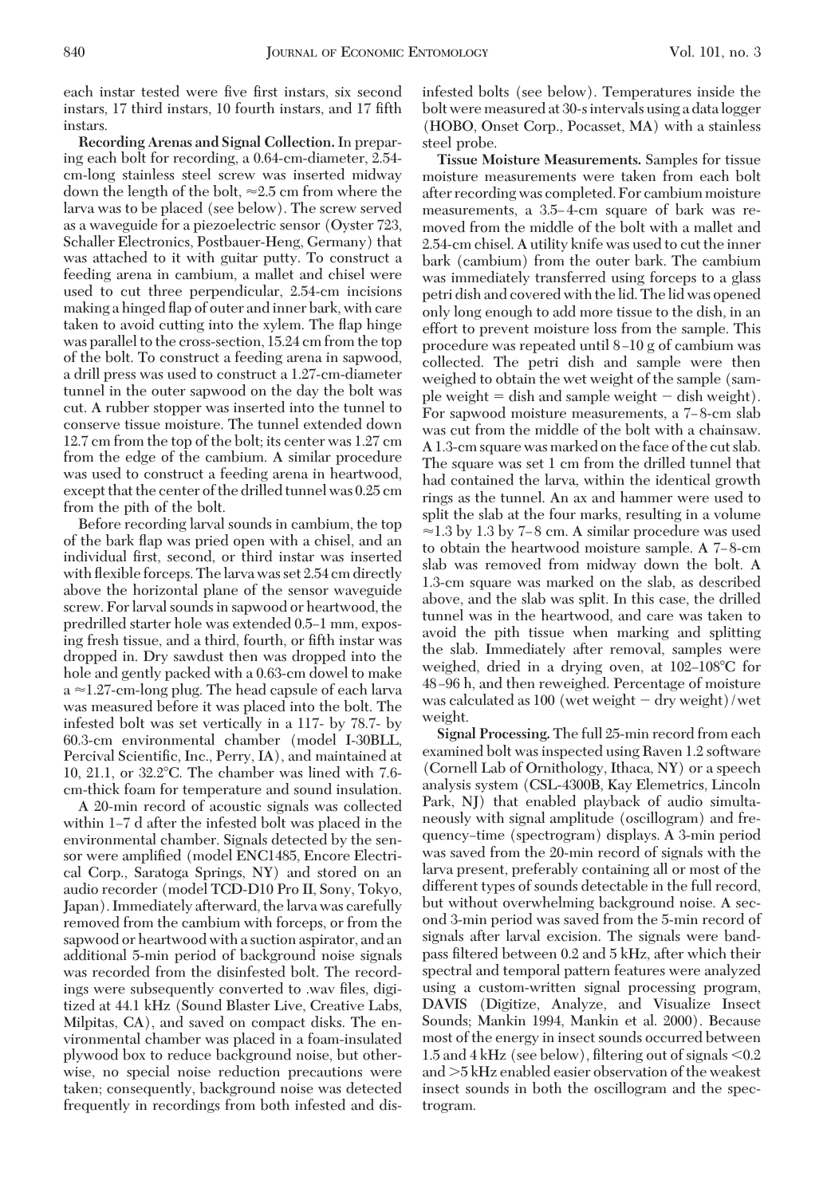each instar tested were five first instars, six second instars, 17 third instars, 10 fourth instars, and 17 fifth instars.

**Recording Arenas and Signal Collection.** In preparing each bolt for recording, a 0.64-cm-diameter, 2.54-cm-long stainless steel screw was inserted midway down the length of the bolt, ≈2.5 cm from where the larva was to be placed (see below). The screw served as a waveguide for a piezoelectric sensor (Oyster 723, Schaller Electronics, Postbauer-Heng, Germany) that was attached to it with guitar putty. To construct a feeding arena in cambium, a mallet and chisel were used to cut three perpendicular, 2.54-cm incisions making a hinged flap of outer and inner bark, with care taken to avoid cutting into the xylem. The flap hinge was parallel to the cross-section, 15.24 cm from the top of the bolt. To construct a feeding arena in sapwood, a drill press was used to construct a 1.27-cm-diameter tunnel in the outer sapwood on the day the bolt was cut. A rubber stopper was inserted into the tunnel to conserve tissue moisture. The tunnel extended down 12.7 cm from the top of the bolt; its center was 1.27 cm from the edge of the cambium. A similar procedure was used to construct a feeding arena in heartwood, except that the center of the drilled tunnel was 0.25 cm from the pith of the bolt.

Before recording larval sounds in cambium, the top of the bark flap was pried open with a chisel, and an individual first, second, or third instar was inserted with flexible forceps. The larva was set 2.54 cm directly above the horizontal plane of the sensor waveguide screw. For larval sounds in sapwood or heartwood, the predrilled starter hole was extended 0.5–1 mm, exposing fresh tissue, and a third, fourth, or fifth instar was dropped in. Dry sawdust then was dropped into the hole and gently packed with a 0.63-cm dowel to make a ≈1.27-cm-long plug. The head capsule of each larva was measured before it was placed into the bolt. The infested bolt was set vertically in a 117- by 78.7- by 60.3-cm environmental chamber (model I-30BLL, Percival Scientific, Inc., Perry, IA), and maintained at 10, 21.1, or 32.2°C. The chamber was lined with 7.6-cm-thick foam for temperature and sound insulation.

A 20-min record of acoustic signals was collected within 1–7 d after the infested bolt was placed in the environmental chamber. Signals detected by the sensor were amplified (model ENC1485, Encore Electrical Corp., Saratoga Springs, NY) and stored on an audio recorder (model TCD-D10 Pro II, Sony, Tokyo, Japan). Immediately afterward, the larva was carefully removed from the cambium with forceps, or from the sapwood or heartwood with a suction aspirator, and an additional 5-min period of background noise signals was recorded from the disinfested bolt. The recordings were subsequently converted to .wav files, digitized at 44.1 kHz (Sound Blaster Live, Creative Labs, Milpitas, CA), and saved on compact disks. The environmental chamber was placed in a foam-insulated plywood box to reduce background noise, but otherwise, no special noise reduction precautions were taken; consequently, background noise was detected frequently in recordings from both infested and disinfested bolts (see below). Temperatures inside the bolt were measured at 30-s intervals using a data logger (HOBO, Onset Corp., Pocasset, MA) with a stainless steel probe.

**Tissue Moisture Measurements.** Samples for tissue moisture measurements were taken from each bolt after recording was completed. For cambium moisture measurements, a 3.5–4-cm square of bark was removed from the middle of the bolt with a mallet and 2.54-cm chisel. A utility knife was used to cut the inner bark (cambium) from the outer bark. The cambium was immediately transferred using forceps to a glass petri dish and covered with the lid. The lid was opened only long enough to add more tissue to the dish, in an effort to prevent moisture loss from the sample. This procedure was repeated until 8–10 g of cambium was collected. The petri dish and sample were then weighed to obtain the wet weight of the sample (sample weight = dish and sample weight − dish weight). For sapwood moisture measurements, a 7–8-cm slab was cut from the middle of the bolt with a chainsaw. A 1.3-cm square was marked on the face of the cut slab. The square was set 1 cm from the drilled tunnel that had contained the larva, within the identical growth rings as the tunnel. An ax and hammer were used to split the slab at the four marks, resulting in a volume ≈1.3 by 1.3 by 7–8 cm. A similar procedure was used to obtain the heartwood moisture sample. A 7–8-cm slab was removed from midway down the bolt. A 1.3-cm square was marked on the slab, as described above, and the slab was split. In this case, the drilled tunnel was in the heartwood, and care was taken to avoid the pith tissue when marking and splitting the slab. Immediately after removal, samples were weighed, dried in a drying oven, at 102–108°C for 48–96 h, and then reweighed. Percentage of moisture was calculated as 100 (wet weight − dry weight)/wet weight.

**Signal Processing.** The full 25-min record from each examined bolt was inspected using Raven 1.2 software (Cornell Lab of Ornithology, Ithaca, NY) or a speech analysis system (CSL-4300B, Kay Elemetrics, Lincoln Park, NJ) that enabled playback of audio simultaneously with signal amplitude (oscillogram) and frequency–time (spectrogram) displays. A 3-min period was saved from the 20-min record of signals with the larva present, preferably containing all or most of the different types of sounds detectable in the full record, but without overwhelming background noise. A second 3-min period was saved from the 5-min record of signals after larval excision. The signals were bandpass filtered between 0.2 and 5 kHz, after which their spectral and temporal pattern features were analyzed using a custom-written signal processing program, DAVIS (Digitize, Analyze, and Visualize Insect Sounds; Mankin 1994, Mankin et al. 2000). Because most of the energy in insect sounds occurred between 1.5 and 4 kHz (see below), filtering out of signals <0.2 and >5 kHz enabled easier observation of the weakest insect sounds in both the oscillogram and the spectrogram.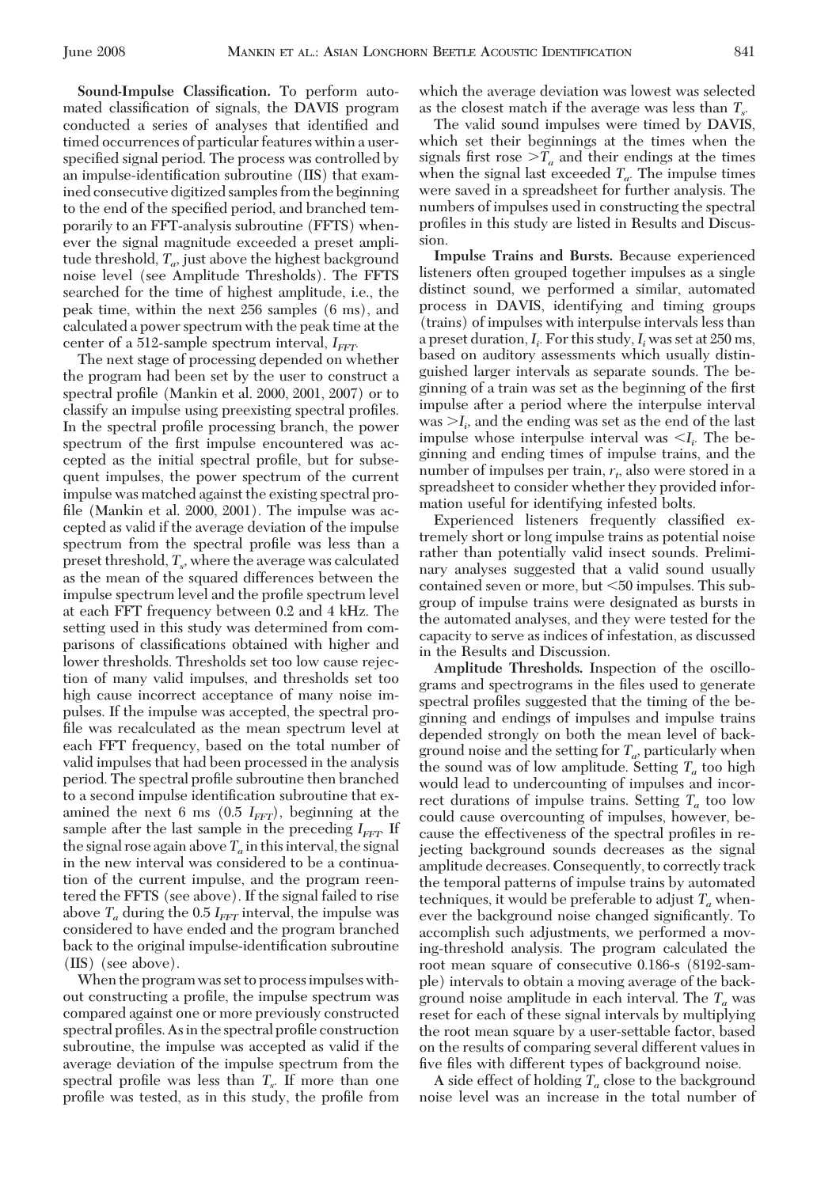**Sound-Impulse Classification.** To perform automated classification of signals, the DAVIS program conducted a series of analyses that identified and timed occurrences of particular features within a user-specified signal period. The process was controlled by an impulse-identification subroutine (IIS) that examined consecutive digitized samples from the beginning to the end of the specified period, and branched temporarily to an FFT-analysis subroutine (FFTS) whenever the signal magnitude exceeded a preset amplitude threshold, $T_a$, just above the highest background noise level (see Amplitude Thresholds). The FFTS searched for the time of highest amplitude, i.e., the peak time, within the next 256 samples (6 ms), and calculated a power spectrum with the peak time at the center of a 512-sample spectrum interval, $I_{FFT}$.

The next stage of processing depended on whether the program had been set by the user to construct a spectral profile (Mankin et al. 2000, 2001, 2007) or to classify an impulse using preexisting spectral profiles. In the spectral profile processing branch, the power spectrum of the first impulse encountered was accepted as the initial spectral profile, but for subsequent impulses, the power spectrum of the current impulse was matched against the existing spectral profile (Mankin et al. 2000, 2001). The impulse was accepted as valid if the average deviation of the impulse spectrum from the spectral profile was less than a preset threshold, $T_s$, where the average was calculated as the mean of the squared differences between the impulse spectrum level and the profile spectrum level at each FFT frequency between 0.2 and 4 kHz. The setting used in this study was determined from comparisons of classifications obtained with higher and lower thresholds. Thresholds set too low cause rejection of many valid impulses, and thresholds set too high cause incorrect acceptance of many noise impulses. If the impulse was accepted, the spectral profile was recalculated as the mean spectrum level at each FFT frequency, based on the total number of valid impulses that had been processed in the analysis period. The spectral profile subroutine then branched to a second impulse identification subroutine that examined the next 6 ms (0.5 $I_{FFT}$), beginning at the sample after the last sample in the preceding $I_{FFT}$. If the signal rose again above $T_a$ in this interval, the signal in the new interval was considered to be a continuation of the current impulse, and the program reentered the FFTS (see above). If the signal failed to rise above $T_a$ during the 0.5 $I_{FFT}$ interval, the impulse was considered to have ended and the program branched back to the original impulse-identification subroutine (IIS) (see above).

When the program was set to process impulses without constructing a profile, the impulse spectrum was compared against one or more previously constructed spectral profiles. As in the spectral profile construction subroutine, the impulse was accepted as valid if the average deviation of the impulse spectrum from the spectral profile was less than $T_s$. If more than one profile was tested, as in this study, the profile from which the average deviation was lowest was selected as the closest match if the average was less than $T_s$.

The valid sound impulses were timed by DAVIS, which set their beginnings at the times when the signals first rose $>T_a$ and their endings at the times when the signal last exceeded $T_a$. The impulse times were saved in a spreadsheet for further analysis. The numbers of impulses used in constructing the spectral profiles in this study are listed in Results and Discussion.

**Impulse Trains and Bursts.** Because experienced listeners often grouped together impulses as a single distinct sound, we performed a similar, automated process in DAVIS, identifying and timing groups (trains) of impulses with interpulse intervals less than a preset duration, $I_i$. For this study, $I_i$ was set at 250 ms, based on auditory assessments which usually distinguished larger intervals as separate sounds. The beginning of a train was set as the beginning of the first impulse after a period where the interpulse interval was $>I_i$, and the ending was set as the end of the last impulse whose interpulse interval was $<I_i$. The beginning and ending times of impulse trains, and the number of impulses per train, $r_t$, also were stored in a spreadsheet to consider whether they provided information useful for identifying infested bolts.

Experienced listeners frequently classified extremely short or long impulse trains as potential noise rather than potentially valid insect sounds. Preliminary analyses suggested that a valid sound usually contained seven or more, but $<$50 impulses. This subgroup of impulse trains were designated as bursts in the automated analyses, and they were tested for the capacity to serve as indices of infestation, as discussed in the Results and Discussion.

**Amplitude Thresholds.** Inspection of the oscillograms and spectrograms in the files used to generate spectral profiles suggested that the timing of the beginning and endings of impulses and impulse trains depended strongly on both the mean level of background noise and the setting for $T_a$, particularly when the sound was of low amplitude. Setting $T_a$ too high would lead to undercounting of impulses and incorrect durations of impulse trains. Setting $T_a$ too low could cause overcounting of impulses, however, because the effectiveness of the spectral profiles in rejecting background sounds decreases as the signal amplitude decreases. Consequently, to correctly track the temporal patterns of impulse trains by automated techniques, it would be preferable to adjust $T_a$ whenever the background noise changed significantly. To accomplish such adjustments, we performed a moving-threshold analysis. The program calculated the root mean square of consecutive 0.186-s (8192-sample) intervals to obtain a moving average of the background noise amplitude in each interval. The $T_a$ was reset for each of these signal intervals by multiplying the root mean square by a user-settable factor, based on the results of comparing several different values in five files with different types of background noise.

A side effect of holding $T_a$ close to the background noise level was an increase in the total number of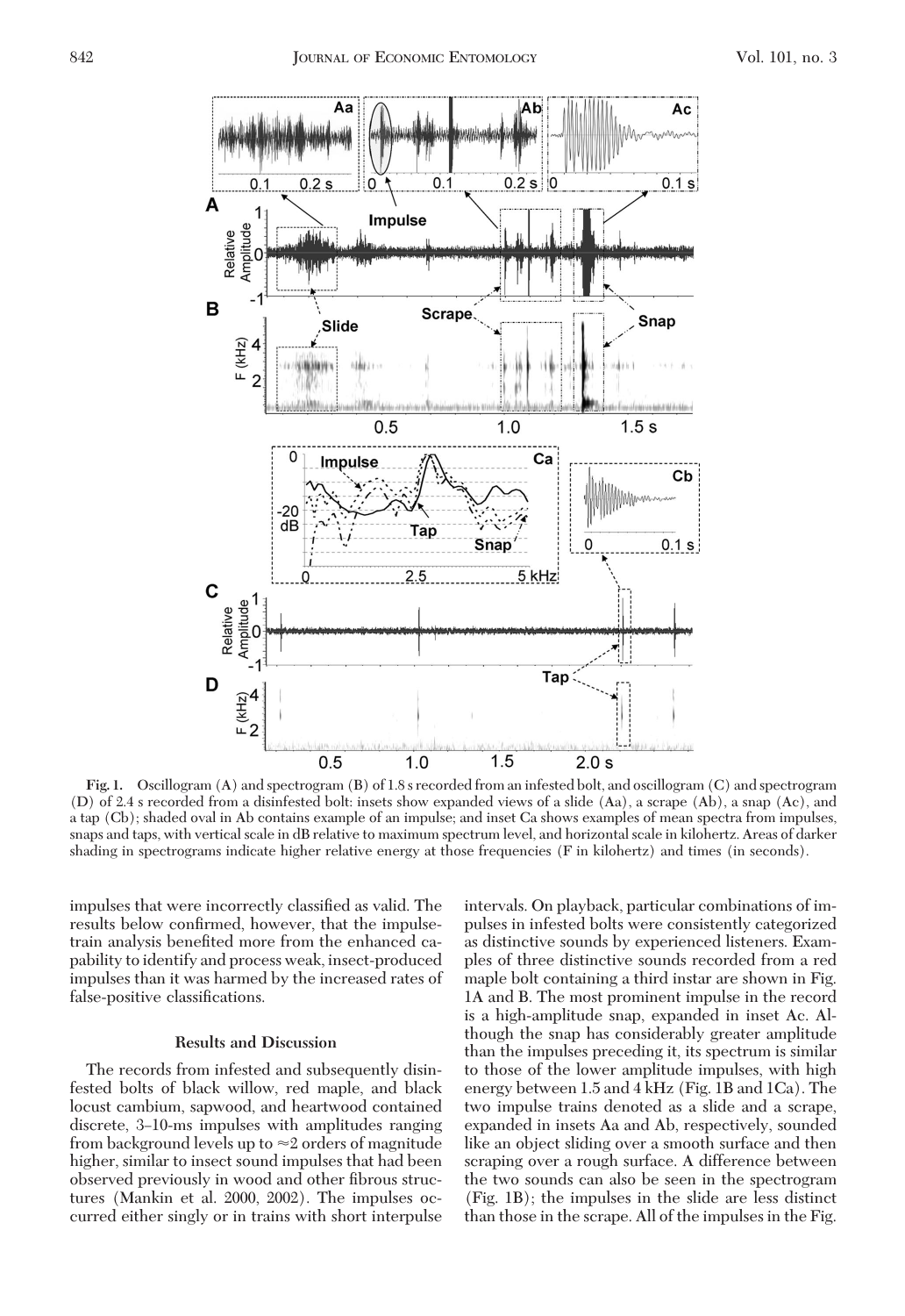**Fig. 1.** Oscillogram (A) and spectrogram (B) of 1.8 s recorded from an infested bolt, and oscillogram (C) and spectrogram (D) of 2.4 s recorded from a disinfested bolt: insets show expanded views of a slide (Aa), a scrape (Ab), a snap (Ac), and a tap (Cb); shaded oval in Ab contains example of an impulse; and inset Ca shows examples of mean spectra from impulses, snaps and taps, with vertical scale in dB relative to maximum spectrum level, and horizontal scale in kilohertz. Areas of darker shading in spectrograms indicate higher relative energy at those frequencies (F in kilohertz) and times (in seconds).

impulses that were incorrectly classified as valid. The results below confirmed, however, that the impulse-train analysis benefited more from the enhanced capability to identify and process weak, insect-produced impulses than it was harmed by the increased rates of false-positive classifications.

## Results and Discussion

The records from infested and subsequently disinfested bolts of black willow, red maple, and black locust cambium, sapwood, and heartwood contained discrete, 3–10-ms impulses with amplitudes ranging from background levels up to ≈2 orders of magnitude higher, similar to insect sound impulses that had been observed previously in wood and other fibrous structures (Mankin et al. 2000, 2002). The impulses occurred either singly or in trains with short interpulse intervals. On playback, particular combinations of impulses in infested bolts were consistently categorized as distinctive sounds by experienced listeners. Examples of three distinctive sounds recorded from a red maple bolt containing a third instar are shown in Fig. 1A and B. The most prominent impulse in the record is a high-amplitude snap, expanded in inset Ac. Although the snap has considerably greater amplitude than the impulses preceding it, its spectrum is similar to those of the lower amplitude impulses, with high energy between 1.5 and 4 kHz (Fig. 1B and 1Ca). The two impulse trains denoted as a slide and a scrape, expanded in insets Aa and Ab, respectively, sounded like an object sliding over a smooth surface and then scraping over a rough surface. A difference between the two sounds can also be seen in the spectrogram (Fig. 1B); the impulses in the slide are less distinct than those in the scrape. All of the impulses in the Fig.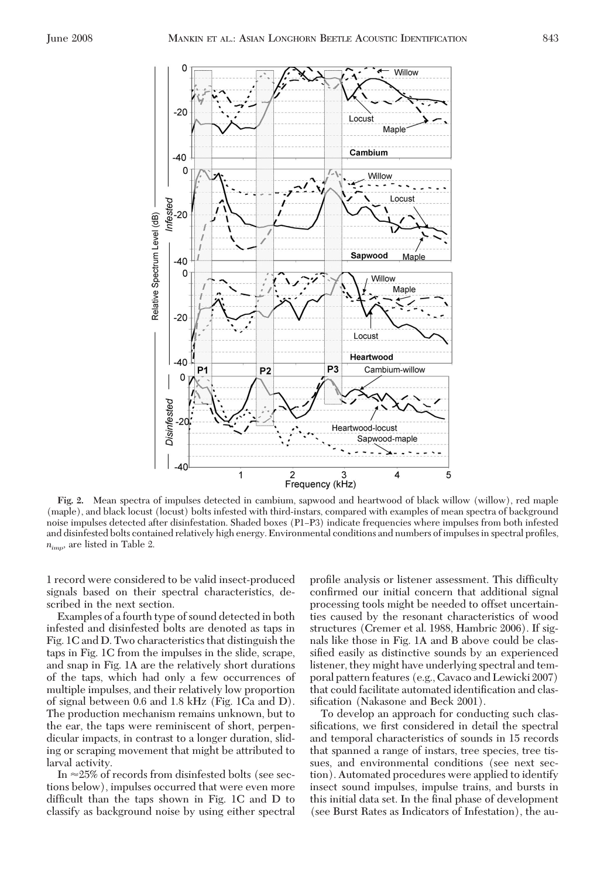Fig. 2. Mean spectra of impulses detected in cambium, sapwood and heartwood of black willow (willow), red maple (maple), and black locust (locust) bolts infested with third-instars, compared with examples of mean spectra of background noise impulses detected after disinfestation. Shaded boxes (P1–P3) indicate frequencies where impulses from both infested and disinfested bolts contained relatively high energy. Environmental conditions and numbers of impulses in spectral profiles, $n_{imp}$, are listed in Table 2.

1 record were considered to be valid insect-produced signals based on their spectral characteristics, described in the next section.

Examples of a fourth type of sound detected in both infested and disinfested bolts are denoted as taps in Fig. 1C and D. Two characteristics that distinguish the taps in Fig. 1C from the impulses in the slide, scrape, and snap in Fig. 1A are the relatively short durations of the taps, which had only a few occurrences of multiple impulses, and their relatively low proportion of signal between 0.6 and 1.8 kHz (Fig. 1Ca and D). The production mechanism remains unknown, but to the ear, the taps were reminiscent of short, perpendicular impacts, in contrast to a longer duration, sliding or scraping movement that might be attributed to larval activity.

In ≈25% of records from disinfested bolts (see sections below), impulses occurred that were even more difficult than the taps shown in Fig. 1C and D to classify as background noise by using either spectral profile analysis or listener assessment. This difficulty confirmed our initial concern that additional signal processing tools might be needed to offset uncertainties caused by the resonant characteristics of wood structures (Cremer et al. 1988, Hambric 2006). If signals like those in Fig. 1A and B above could be classified easily as distinctive sounds by an experienced listener, they might have underlying spectral and temporal pattern features (e.g., Cavaco and Lewicki 2007) that could facilitate automated identification and classification (Nakasone and Beck 2001).

To develop an approach for conducting such classifications, we first considered in detail the spectral and temporal characteristics of sounds in 15 records that spanned a range of instars, tree species, tree tissues, and environmental conditions (see next section). Automated procedures were applied to identify insect sound impulses, impulse trains, and bursts in this initial data set. In the final phase of development (see Burst Rates as Indicators of Infestation), the au-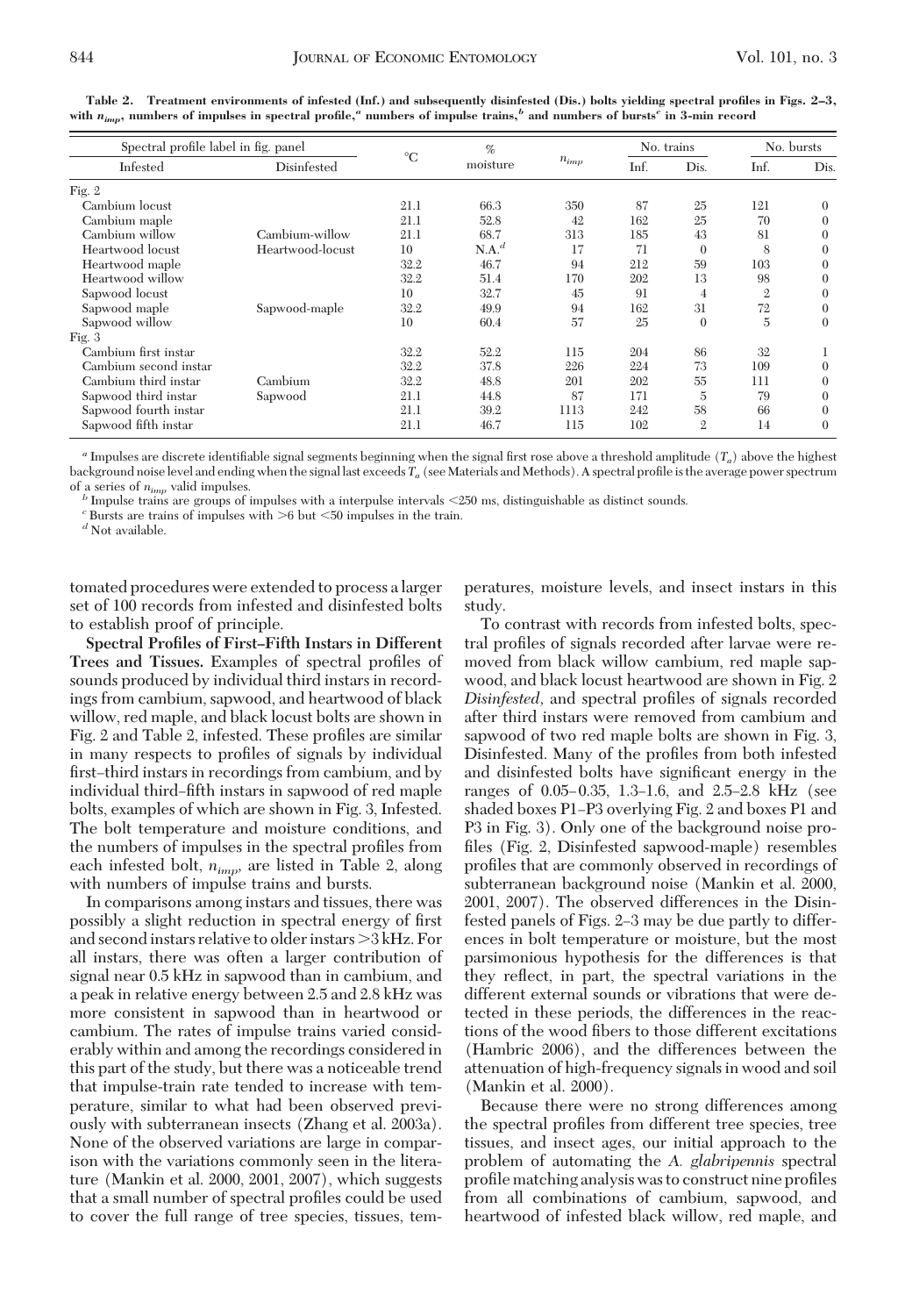**Table 2. Treatment environments of infested (Inf.) and subsequently disinfested (Dis.) bolts yielding spectral profiles in Figs. 2–3, with $n_{imp}$, numbers of impulses in spectral profile,[a] numbers of impulse trains,[b] and numbers of bursts[c] in 3-min record**

| Spectral profile label in fig. panel | | °C | % moisture | $n_{imp}$ | No. trains | | No. bursts | |
|---|---|---|---|---|---|---|---|---|
| Infested | Disinfested | | | | Inf. | Dis. | Inf. | Dis. |
| Fig. 2 | | | | | | | | |
| Cambium locust | | 21.1 | 66.3 | 350 | 87 | 25 | 121 | 0 |
| Cambium maple | | 21.1 | 52.8 | 42 | 162 | 25 | 70 | 0 |
| Cambium willow | Cambium-willow | 21.1 | 68.7 | 313 | 185 | 43 | 81 | 0 |
| Heartwood locust | Heartwood-locust | 10 | N.A.[d] | 17 | 71 | 0 | 8 | 0 |
| Heartwood maple | | 32.2 | 46.7 | 94 | 212 | 59 | 103 | 0 |
| Heartwood willow | | 32.2 | 51.4 | 170 | 202 | 13 | 98 | 0 |
| Sapwood locust | | 10 | 32.7 | 45 | 91 | 4 | 2 | 0 |
| Sapwood maple | Sapwood-maple | 32.2 | 49.9 | 94 | 162 | 31 | 72 | 0 |
| Sapwood willow | | 10 | 60.4 | 57 | 25 | 0 | 5 | 0 |
| Fig. 3 | | | | | | | | |
| Cambium first instar | | 32.2 | 52.2 | 115 | 204 | 86 | 32 | 1 |
| Cambium second instar | | 32.2 | 37.8 | 226 | 224 | 73 | 109 | 0 |
| Cambium third instar | Cambium | 32.2 | 48.8 | 201 | 202 | 55 | 111 | 0 |
| Sapwood third instar | Sapwood | 21.1 | 44.8 | 87 | 171 | 5 | 79 | 0 |
| Sapwood fourth instar | | 21.1 | 39.2 | 1113 | 242 | 58 | 66 | 0 |
| Sapwood fifth instar | | 21.1 | 46.7 | 115 | 102 | 2 | 14 | 0 |

[a] Impulses are discrete identifiable signal segments beginning when the signal first rose above a threshold amplitude ($T_a$) above the highest background noise level and ending when the signal last exceeds $T_a$ (see Materials and Methods). A spectral profile is the average power spectrum of a series of $n_{imp}$ valid impulses.

[b] Impulse trains are groups of impulses with a interpulse intervals <250 ms, distinguishable as distinct sounds.

[c] Bursts are trains of impulses with >6 but <50 impulses in the train.

[d] Not available.

tomated procedures were extended to process a larger set of 100 records from infested and disinfested bolts to establish proof of principle.

**Spectral Profiles of First–Fifth Instars in Different Trees and Tissues.** Examples of spectral profiles of sounds produced by individual third instars in recordings from cambium, sapwood, and heartwood of black willow, red maple, and black locust bolts are shown in Fig. 2 and Table 2, infested. These profiles are similar in many respects to profiles of signals by individual first–third instars in recordings from cambium, and by individual third–fifth instars in sapwood of red maple bolts, examples of which are shown in Fig. 3, Infested. The bolt temperature and moisture conditions, and the numbers of impulses in the spectral profiles from each infested bolt, $n_{imp}$, are listed in Table 2, along with numbers of impulse trains and bursts.

In comparisons among instars and tissues, there was possibly a slight reduction in spectral energy of first and second instars relative to older instars >3 kHz. For all instars, there was often a larger contribution of signal near 0.5 kHz in sapwood than in cambium, and a peak in relative energy between 2.5 and 2.8 kHz was more consistent in sapwood than in heartwood or cambium. The rates of impulse trains varied considerably within and among the recordings considered in this part of the study, but there was a noticeable trend that impulse-train rate tended to increase with temperature, similar to what had been observed previously with subterranean insects (Zhang et al. 2003a). None of the observed variations are large in comparison with the variations commonly seen in the literature (Mankin et al. 2000, 2001, 2007), which suggests that a small number of spectral profiles could be used to cover the full range of tree species, tissues, temperatures, moisture levels, and insect instars in this study.

To contrast with records from infested bolts, spectral profiles of signals recorded after larvae were removed from black willow cambium, red maple sapwood, and black locust heartwood are shown in Fig. 2 *Disinfested,* and spectral profiles of signals recorded after third instars were removed from cambium and sapwood of two red maple bolts are shown in Fig. 3, Disinfested. Many of the profiles from both infested and disinfested bolts have significant energy in the ranges of 0.05–0.35, 1.3–1.6, and 2.5–2.8 kHz (see shaded boxes P1–P3 overlying Fig. 2 and boxes P1 and P3 in Fig. 3). Only one of the background noise profiles (Fig. 2, Disinfested sapwood-maple) resembles profiles that are commonly observed in recordings of subterranean background noise (Mankin et al. 2000, 2001, 2007). The observed differences in the Disinfested panels of Figs. 2–3 may be due partly to differences in bolt temperature or moisture, but the most parsimonious hypothesis for the differences is that they reflect, in part, the spectral variations in the different external sounds or vibrations that were detected in these periods, the differences in the reactions of the wood fibers to those different excitations (Hambric 2006), and the differences between the attenuation of high-frequency signals in wood and soil (Mankin et al. 2000).

Because there were no strong differences among the spectral profiles from different tree species, tree tissues, and insect ages, our initial approach to the problem of automating the *A. glabripennis* spectral profile matching analysis was to construct nine profiles from all combinations of cambium, sapwood, and heartwood of infested black willow, red maple, and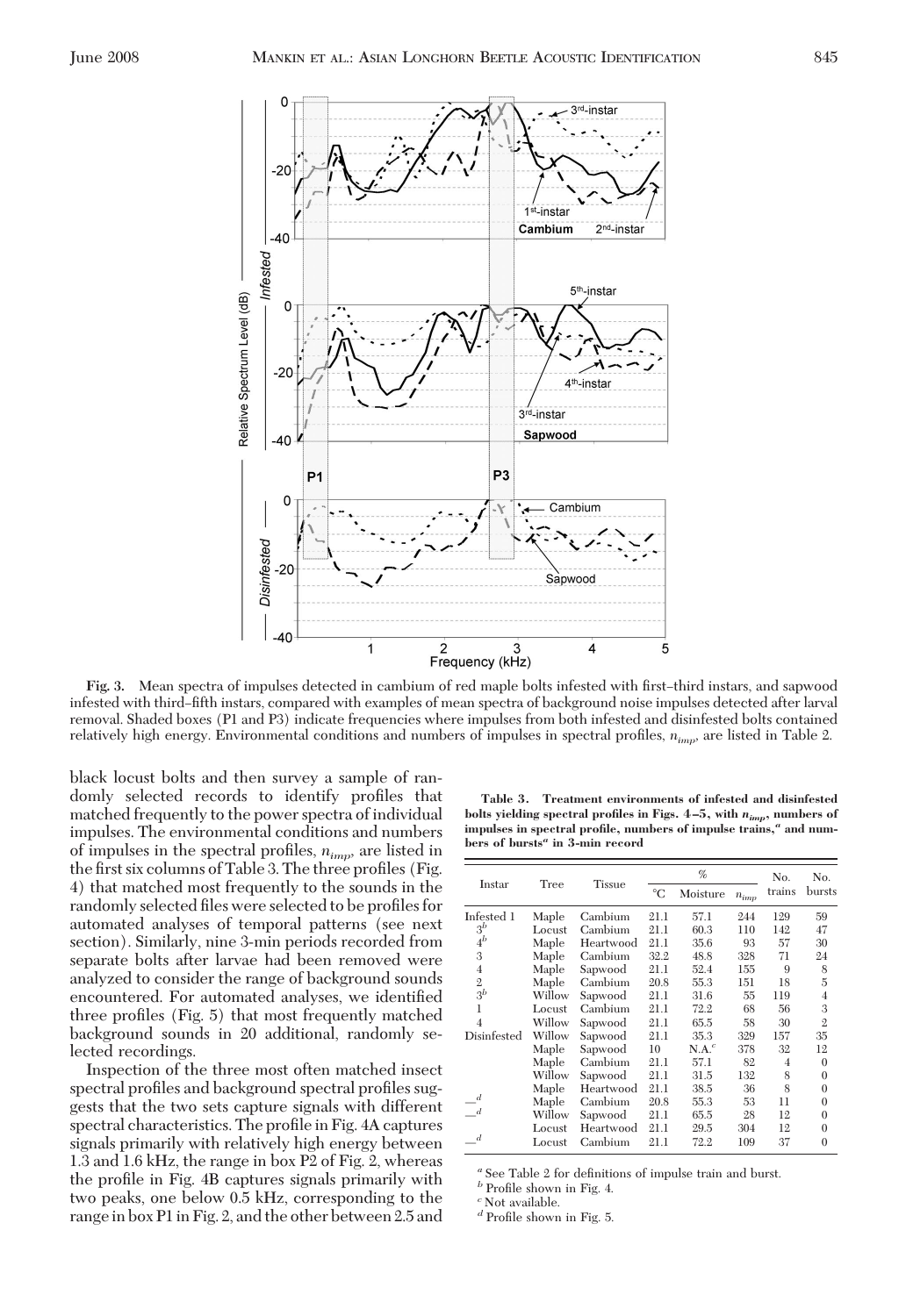**Fig. 3.** Mean spectra of impulses detected in cambium of red maple bolts infested with first–third instars, and sapwood infested with third–fifth instars, compared with examples of mean spectra of background noise impulses detected after larval removal. Shaded boxes (P1 and P3) indicate frequencies where impulses from both infested and disinfested bolts contained relatively high energy. Environmental conditions and numbers of impulses in spectral profiles, $n_{imp}$, are listed in Table 2.

black locust bolts and then survey a sample of randomly selected records to identify profiles that matched frequently to the power spectra of individual impulses. The environmental conditions and numbers of impulses in the spectral profiles, $n_{imp}$, are listed in the first six columns of Table 3. The three profiles (Fig. 4) that matched most frequently to the sounds in the randomly selected files were selected to be profiles for automated analyses of temporal patterns (see next section). Similarly, nine 3-min periods recorded from separate bolts after larvae had been removed were analyzed to consider the range of background sounds encountered. For automated analyses, we identified three profiles (Fig. 5) that most frequently matched background sounds in 20 additional, randomly selected recordings.

Inspection of the three most often matched insect spectral profiles and background spectral profiles suggests that the two sets capture signals with different spectral characteristics. The profile in Fig. 4A captures signals primarily with relatively high energy between 1.3 and 1.6 kHz, the range in box P2 of Fig. 2, whereas the profile in Fig. 4B captures signals primarily with two peaks, one below 0.5 kHz, corresponding to the range in box P1 in Fig. 2, and the other between 2.5 and

**Table 3. Treatment environments of infested and disinfested bolts yielding spectral profiles in Figs. 4–5, with $n_{imp}$, numbers of impulses in spectral profile, numbers of impulse trains,[a] and numbers of bursts[a] in 3-min record**

| Instar | Tree | Tissue | °C | % Moisture | $n_{imp}$ | No. trains | No. bursts |
|---|---|---|---|---|---|---|---|
| Infested 1 | Maple | Cambium | 21.1 | 57.1 | 244 | 129 | 59 |
| 3[b] | Locust | Cambium | 21.1 | 60.3 | 110 | 142 | 47 |
| 4[b] | Maple | Heartwood | 21.1 | 35.6 | 93 | 57 | 30 |
| 3 | Maple | Cambium | 32.2 | 48.8 | 328 | 71 | 24 |
| 4 | Maple | Sapwood | 21.1 | 52.4 | 155 | 9 | 8 |
| 2 | Maple | Cambium | 20.8 | 55.3 | 151 | 18 | 5 |
| 3[b] | Willow | Sapwood | 21.1 | 31.6 | 55 | 119 | 4 |
| 1 | Locust | Cambium | 21.1 | 72.2 | 68 | 56 | 3 |
| 4 | Willow | Sapwood | 21.1 | 65.5 | 58 | 30 | 2 |
| Disinfested | Willow | Sapwood | 21.1 | 35.3 | 329 | 157 | 35 |
| | Maple | Sapwood | 10 | N.A.[c] | 378 | 32 | 12 |
| | Maple | Cambium | 21.1 | 57.1 | 82 | 4 | 0 |
| | Willow | Sapwood | 21.1 | 31.5 | 132 | 8 | 0 |
| | Maple | Heartwood | 21.1 | 38.5 | 36 | 8 | 0 |
| —[d] | Maple | Cambium | 20.8 | 55.3 | 53 | 11 | 0 |
| —[d] | Willow | Sapwood | 21.1 | 65.5 | 28 | 12 | 0 |
| | Locust | Heartwood | 21.1 | 29.5 | 304 | 12 | 0 |
| —[d] | Locust | Cambium | 21.1 | 72.2 | 109 | 37 | 0 |

[a] See Table 2 for definitions of impulse train and burst.
[b] Profile shown in Fig. 4.
[c] Not available.
[d] Profile shown in Fig. 5.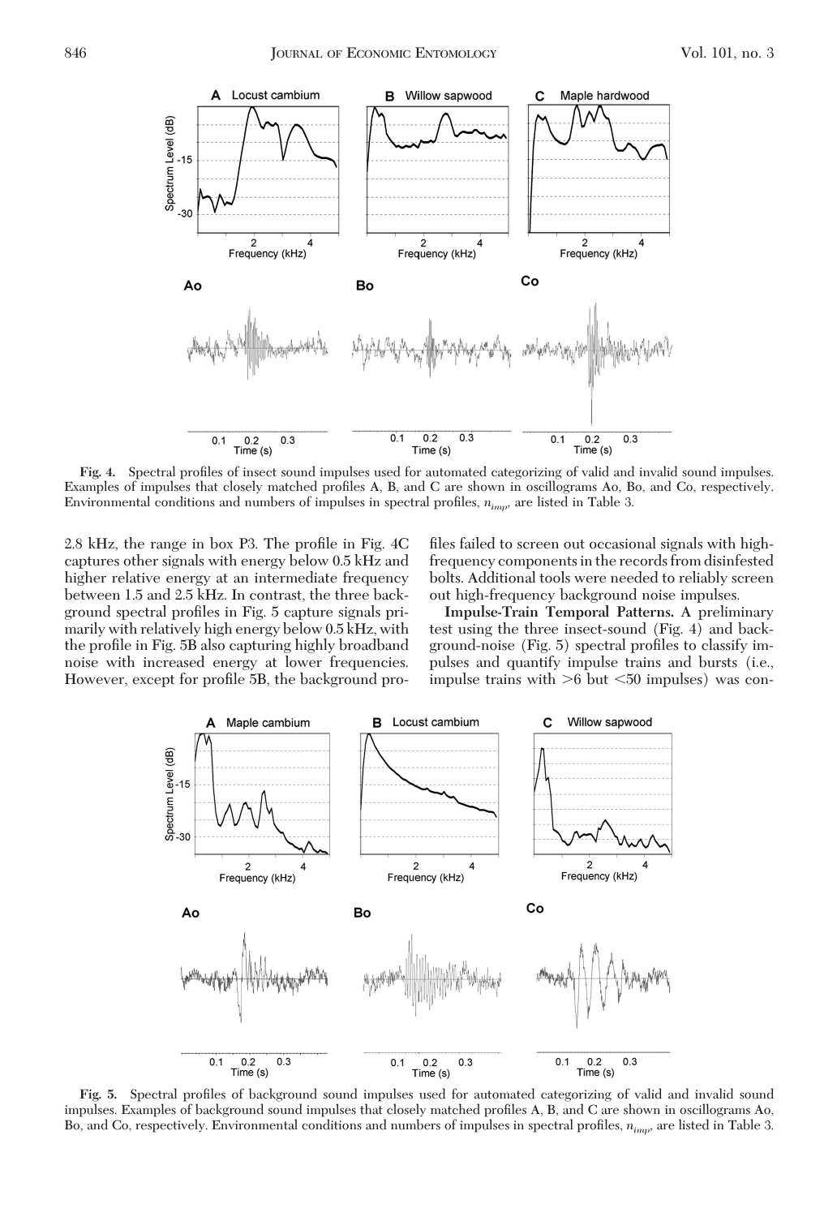Fig. 4. Spectral profiles of insect sound impulses used for automated categorizing of valid and invalid sound impulses. Examples of impulses that closely matched profiles A, B, and C are shown in oscillograms Ao, Bo, and Co, respectively. Environmental conditions and numbers of impulses in spectral profiles, $n_{imp}$, are listed in Table 3.

2.8 kHz, the range in box P3. The profile in Fig. 4C captures other signals with energy below 0.5 kHz and higher relative energy at an intermediate frequency between 1.5 and 2.5 kHz. In contrast, the three background spectral profiles in Fig. 5 capture signals primarily with relatively high energy below 0.5 kHz, with the profile in Fig. 5B also capturing highly broadband noise with increased energy at lower frequencies. However, except for profile 5B, the background profiles failed to screen out occasional signals with high-frequency components in the records from disinfested bolts. Additional tools were needed to reliably screen out high-frequency background noise impulses.

**Impulse-Train Temporal Patterns.** A preliminary test using the three insect-sound (Fig. 4) and background-noise (Fig. 5) spectral profiles to classify impulses and quantify impulse trains and bursts (i.e., impulse trains with >6 but <50 impulses) was con-

Fig. 5. Spectral profiles of background sound impulses used for automated categorizing of valid and invalid sound impulses. Examples of background sound impulses that closely matched profiles A, B, and C are shown in oscillograms Ao, Bo, and Co, respectively. Environmental conditions and numbers of impulses in spectral profiles, $n_{imp}$, are listed in Table 3.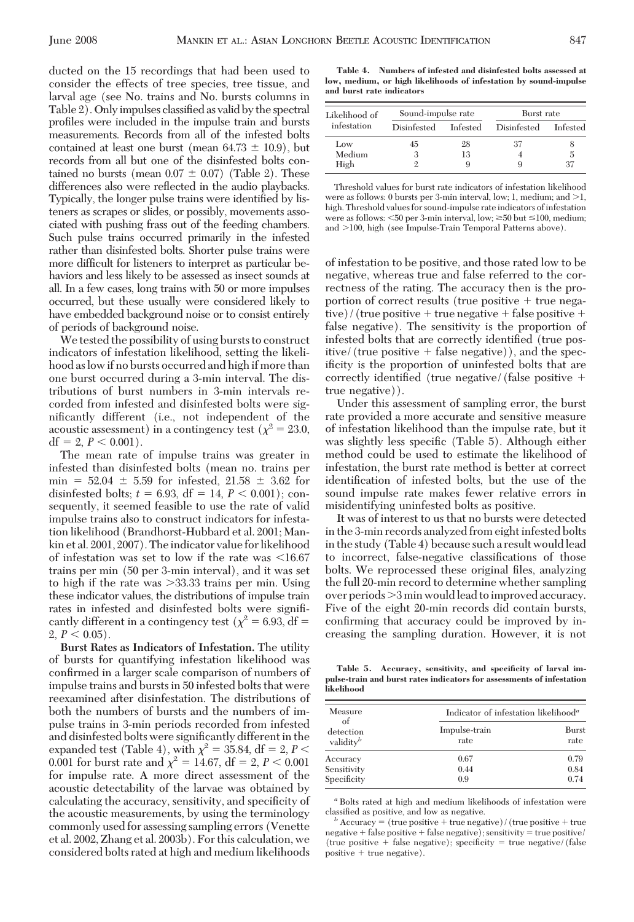ducted on the 15 recordings that had been used to consider the effects of tree species, tree tissue, and larval age (see No. trains and No. bursts columns in Table 2). Only impulses classified as valid by the spectral profiles were included in the impulse train and bursts measurements. Records from all of the infested bolts contained at least one burst (mean 64.73 ± 10.9), but records from all but one of the disinfested bolts contained no bursts (mean 0.07 ± 0.07) (Table 2). These differences also were reflected in the audio playbacks. Typically, the longer pulse trains were identified by listeners as scrapes or slides, or possibly, movements associated with pushing frass out of the feeding chambers. Such pulse trains occurred primarily in the infested rather than disinfested bolts. Shorter pulse trains were more difficult for listeners to interpret as particular behaviors and less likely to be assessed as insect sounds at all. In a few cases, long trains with 50 or more impulses occurred, but these usually were considered likely to have embedded background noise or to consist entirely of periods of background noise.

We tested the possibility of using bursts to construct indicators of infestation likelihood, setting the likelihood as low if no bursts occurred and high if more than one burst occurred during a 3-min interval. The distributions of burst numbers in 3-min intervals recorded from infested and disinfested bolts were significantly different (i.e., not independent of the acoustic assessment) in a contingency test ($\chi^2 = 23.0$, df = 2, $P < 0.001$).

The mean rate of impulse trains was greater in infested than disinfested bolts (mean no. trains per min = 52.04 ± 5.59 for infested, 21.58 ± 3.62 for disinfested bolts; $t = 6.93$, df = 14, $P < 0.001$); consequently, it seemed feasible to use the rate of valid impulse trains also to construct indicators for infestation likelihood (Brandhorst-Hubbard et al. 2001; Mankin et al. 2001, 2007). The indicator value for likelihood of infestation was set to low if the rate was <16.67 trains per min (50 per 3-min interval), and it was set to high if the rate was >33.33 trains per min. Using these indicator values, the distributions of impulse train rates in infested and disinfested bolts were significantly different in a contingency test ($\chi^2 = 6.93$, df = 2, $P < 0.05$).

**Burst Rates as Indicators of Infestation.** The utility of bursts for quantifying infestation likelihood was confirmed in a larger scale comparison of numbers of impulse trains and bursts in 50 infested bolts that were reexamined after disinfestation. The distributions of both the numbers of bursts and the numbers of impulse trains in 3-min periods recorded from infested and disinfested bolts were significantly different in the expanded test (Table 4), with $\chi^2 = 35.84$, df = 2, $P < 0.001$ for burst rate and $\chi^2 = 14.67$, df = 2, $P < 0.001$ for impulse rate. A more direct assessment of the acoustic detectability of the larvae was obtained by calculating the accuracy, sensitivity, and specificity of the acoustic measurements, by using the terminology commonly used for assessing sampling errors (Venette et al. 2002, Zhang et al. 2003b). For this calculation, we considered bolts rated at high and medium likelihoods of infestation to be positive, and those rated low to be negative, whereas true and false referred to the correctness of the rating. The accuracy then is the proportion of correct results (true positive + true negative) / (true positive + true negative + false positive + false negative). The sensitivity is the proportion of infested bolts that are correctly identified (true positive/ (true positive + false negative)), and the specificity is the proportion of uninfested bolts that are correctly identified (true negative/ (false positive + true negative)).

**Table 4. Numbers of infested and disinfested bolts assessed at low, medium, or high likelihoods of infestation by sound-impulse and burst rate indicators**

| Likelihood of infestation | Sound-impulse rate | | Burst rate | |
|---|---|---|---|---|
| | Disinfested | Infested | Disinfested | Infested |
| Low | 45 | 28 | 37 | 8 |
| Medium | 3 | 13 | 4 | 5 |
| High | 2 | 9 | 9 | 37 |

Threshold values for burst rate indicators of infestation likelihood were as follows: 0 bursts per 3-min interval, low; 1, medium; and >1, high. Threshold values for sound-impulse rate indicators of infestation were as follows: <50 per 3-min interval, low; ≥50 but ≤100, medium; and >100, high (see Impulse-Train Temporal Patterns above).

Under this assessment of sampling error, the burst rate provided a more accurate and sensitive measure of infestation likelihood than the impulse rate, but it was slightly less specific (Table 5). Although either method could be used to estimate the likelihood of infestation, the burst rate method is better at correct identification of infested bolts, but the use of the sound impulse rate makes fewer relative errors in misidentifying uninfested bolts as positive.

It was of interest to us that no bursts were detected in the 3-min records analyzed from eight infested bolts in the study (Table 4) because such a result would lead to incorrect, false-negative classifications of those bolts. We reprocessed these original files, analyzing the full 20-min record to determine whether sampling over periods >3 min would lead to improved accuracy. Five of the eight 20-min records did contain bursts, confirming that accuracy could be improved by increasing the sampling duration. However, it is not

**Table 5. Accuracy, sensitivity, and specificity of larval impulse-train and burst rates indicators for assessments of infestation likelihood**

| Measure of detection validity[b] | Indicator of infestation likelihood[a] | |
|---|---|---|
| | Impulse-train rate | Burst rate |
| Accuracy | 0.67 | 0.79 |
| Sensitivity | 0.44 | 0.84 |
| Specificity | 0.9 | 0.74 |

[a] Bolts rated at high and medium likelihoods of infestation were classified as positive, and low as negative.

[b] Accuracy = (true positive + true negative) / (true positive + true negative + false positive + false negative); sensitivity = true positive/ (true positive + false negative); specificity = true negative/ (false positive + true negative).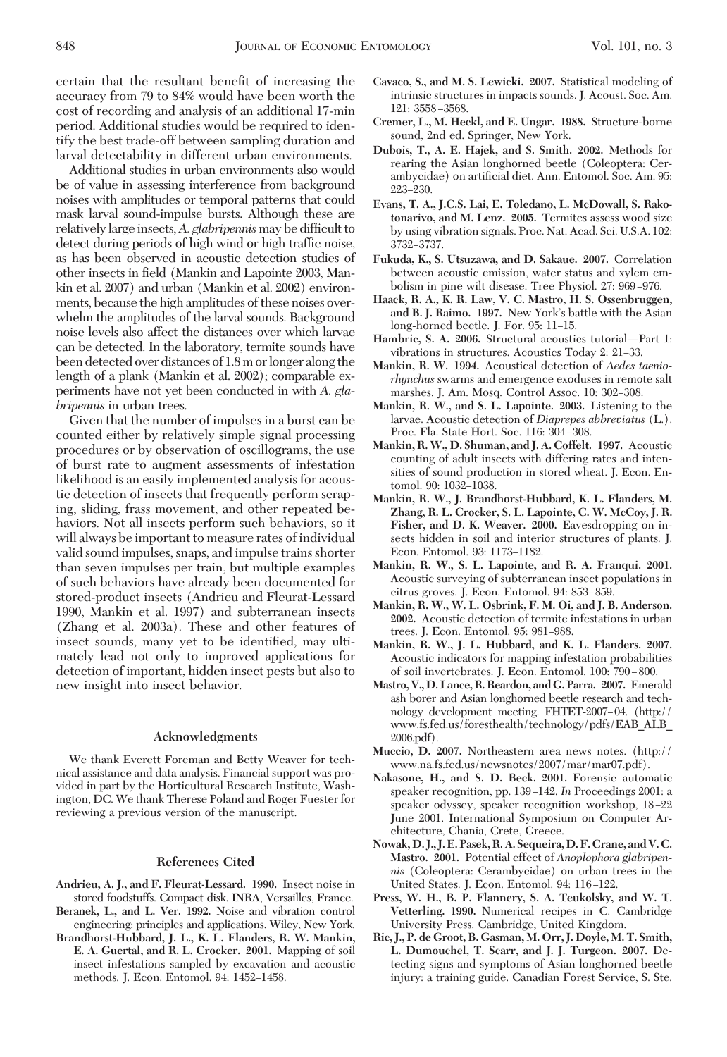certain that the resultant benefit of increasing the accuracy from 79 to 84% would have been worth the cost of recording and analysis of an additional 17-min period. Additional studies would be required to identify the best trade-off between sampling duration and larval detectability in different urban environments.

Additional studies in urban environments also would be of value in assessing interference from background noises with amplitudes or temporal patterns that could mask larval sound-impulse bursts. Although these are relatively large insects, *A. glabripennis* may be difficult to detect during periods of high wind or high traffic noise, as has been observed in acoustic detection studies of other insects in field (Mankin and Lapointe 2003, Mankin et al. 2007) and urban (Mankin et al. 2002) environments, because the high amplitudes of these noises overwhelm the amplitudes of the larval sounds. Background noise levels also affect the distances over which larvae can be detected. In the laboratory, termite sounds have been detected over distances of 1.8 m or longer along the length of a plank (Mankin et al. 2002); comparable experiments have not yet been conducted in with *A. glabripennis* in urban trees.

Given that the number of impulses in a burst can be counted either by relatively simple signal processing procedures or by observation of oscillograms, the use of burst rate to augment assessments of infestation likelihood is an easily implemented analysis for acoustic detection of insects that frequently perform scraping, sliding, frass movement, and other repeated behaviors. Not all insects perform such behaviors, so it will always be important to measure rates of individual valid sound impulses, snaps, and impulse trains shorter than seven impulses per train, but multiple examples of such behaviors have already been documented for stored-product insects (Andrieu and Fleurat-Lessard 1990, Mankin et al. 1997) and subterranean insects (Zhang et al. 2003a). These and other features of insect sounds, many yet to be identified, may ultimately lead not only to improved applications for detection of important, hidden insect pests but also to new insight into insect behavior.

## Acknowledgments

We thank Everett Foreman and Betty Weaver for technical assistance and data analysis. Financial support was provided in part by the Horticultural Research Institute, Washington, DC. We thank Therese Poland and Roger Fuester for reviewing a previous version of the manuscript.

## References Cited

**Andrieu, A. J., and F. Fleurat-Lessard. 1990.** Insect noise in stored foodstuffs. Compact disk. INRA, Versailles, France.

**Beranek, L., and L. Ver. 1992.** Noise and vibration control engineering: principles and applications. Wiley, New York.

**Brandhorst-Hubbard, J. L., K. L. Flanders, R. W. Mankin, E. A. Guertal, and R. L. Crocker. 2001.** Mapping of soil insect infestations sampled by excavation and acoustic methods. J. Econ. Entomol. 94: 1452–1458.

**Cavaco, S., and M. S. Lewicki. 2007.** Statistical modeling of intrinsic structures in impacts sounds. J. Acoust. Soc. Am. 121: 3558–3568.

**Cremer, L., M. Heckl, and E. Ungar. 1988.** Structure-borne sound, 2nd ed. Springer, New York.

**Dubois, T., A. E. Hajek, and S. Smith. 2002.** Methods for rearing the Asian longhorned beetle (Coleoptera: Cerambycidae) on artificial diet. Ann. Entomol. Soc. Am. 95: 223–230.

**Evans, T. A., J.C.S. Lai, E. Toledano, L. McDowall, S. Rakotonarivo, and M. Lenz. 2005.** Termites assess wood size by using vibration signals. Proc. Nat. Acad. Sci. U.S.A. 102: 3732–3737.

**Fukuda, K., S. Utsuzawa, and D. Sakaue. 2007.** Correlation between acoustic emission, water status and xylem embolism in pine wilt disease. Tree Physiol. 27: 969–976.

**Haack, R. A., K. R. Law, V. C. Mastro, H. S. Ossenbruggen, and B. J. Raimo. 1997.** New York's battle with the Asian long-horned beetle. J. For. 95: 11–15.

**Hambric, S. A. 2006.** Structural acoustics tutorial—Part 1: vibrations in structures. Acoustics Today 2: 21–33.

**Mankin, R. W. 1994.** Acoustical detection of *Aedes taeniorhynchus* swarms and emergence exoduses in remote salt marshes. J. Am. Mosq. Control Assoc. 10: 302–308.

**Mankin, R. W., and S. L. Lapointe. 2003.** Listening to the larvae. Acoustic detection of *Diaprepes abbreviatus* (L.). Proc. Fla. State Hort. Soc. 116: 304–308.

**Mankin, R. W., D. Shuman, and J. A. Coffelt. 1997.** Acoustic counting of adult insects with differing rates and intensities of sound production in stored wheat. J. Econ. Entomol. 90: 1032–1038.

**Mankin, R. W., J. Brandhorst-Hubbard, K. L. Flanders, M. Zhang, R. L. Crocker, S. L. Lapointe, C. W. McCoy, J. R. Fisher, and D. K. Weaver. 2000.** Eavesdropping on insects hidden in soil and interior structures of plants. J. Econ. Entomol. 93: 1173–1182.

**Mankin, R. W., S. L. Lapointe, and R. A. Franqui. 2001.** Acoustic surveying of subterranean insect populations in citrus groves. J. Econ. Entomol. 94: 853–859.

**Mankin, R. W., W. L. Osbrink, F. M. Oi, and J. B. Anderson. 2002.** Acoustic detection of termite infestations in urban trees. J. Econ. Entomol. 95: 981–988.

**Mankin, R. W., J. L. Hubbard, and K. L. Flanders. 2007.** Acoustic indicators for mapping infestation probabilities of soil invertebrates. J. Econ. Entomol. 100: 790–800.

**Mastro, V., D. Lance, R. Reardon, and G. Parra. 2007.** Emerald ash borer and Asian longhorned beetle research and technology development meeting. FHTET-2007–04. (http://www.fs.fed.us/foresthealth/technology/pdfs/EAB_ALB_2006.pdf).

**Muccio, D. 2007.** Northeastern area news notes. (http://www.na.fs.fed.us/newsnotes/2007/mar/mar07.pdf).

**Nakasone, H., and S. D. Beck. 2001.** Forensic automatic speaker recognition, pp. 139–142. *In* Proceedings 2001: a speaker odyssey, speaker recognition workshop, 18–22 June 2001. International Symposium on Computer Architecture, Chania, Crete, Greece.

**Nowak, D. J., J. E. Pasek, R. A. Sequeira, D. F. Crane, and V. C. Mastro. 2001.** Potential effect of *Anoplophora glabripennis* (Coleoptera: Cerambycidae) on urban trees in the United States. J. Econ. Entomol. 94: 116–122.

**Press, W. H., B. P. Flannery, S. A. Teukolsky, and W. T. Vetterling. 1990.** Numerical recipes in C. Cambridge University Press. Cambridge, United Kingdom.

**Ric, J., P. de Groot, B. Gasman, M. Orr, J. Doyle, M. T. Smith, L. Dumouchel, T. Scarr, and J. J. Turgeon. 2007.** Detecting signs and symptoms of Asian longhorned beetle injury: a training guide. Canadian Forest Service, S. Ste.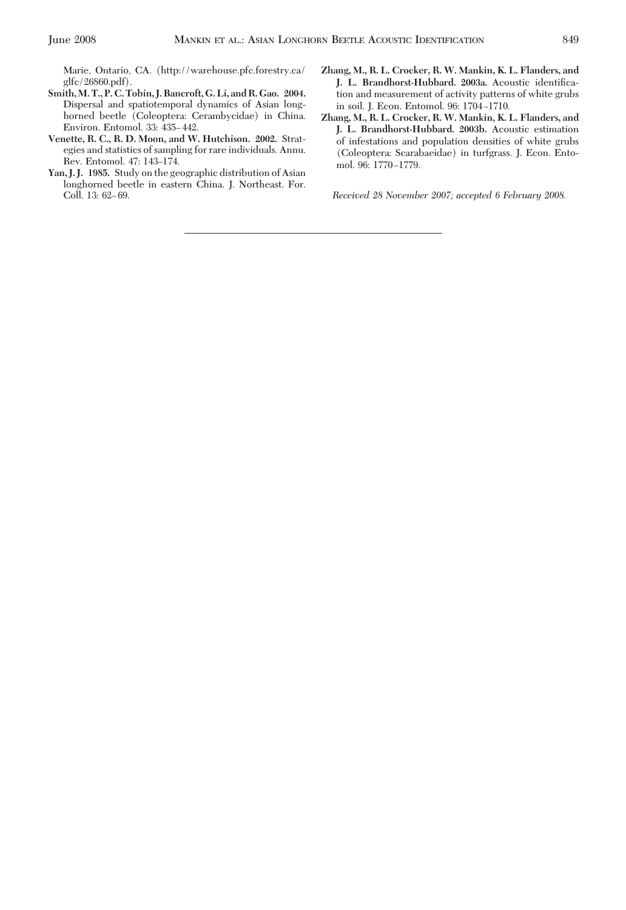Marie, Ontario, CA. (http://warehouse.pfc.forestry.ca/glfc/26860.pdf).

**Smith, M. T., P. C. Tobin, J. Bancroft, G. Li, and R. Gao. 2004.** Dispersal and spatiotemporal dynamics of Asian longhorned beetle (Coleoptera: Cerambycidae) in China. Environ. Entomol. 33: 435–442.

**Venette, R. C., R. D. Moon, and W. Hutchison. 2002.** Strategies and statistics of sampling for rare individuals. Annu. Rev. Entomol. 47: 143–174.

**Yan, J. J. 1985.** Study on the geographic distribution of Asian longhorned beetle in eastern China. J. Northeast. For. Coll. 13: 62–69.

**Zhang, M., R. L. Crocker, R. W. Mankin, K. L. Flanders, and J. L. Brandhorst-Hubbard. 2003a.** Acoustic identification and measurement of activity patterns of white grubs in soil. J. Econ. Entomol. 96: 1704–1710.

**Zhang, M., R. L. Crocker, R. W. Mankin, K. L. Flanders, and J. L. Brandhorst-Hubbard. 2003b.** Acoustic estimation of infestations and population densities of white grubs (Coleoptera: Scarabaeidae) in turfgrass. J. Econ. Entomol. 96: 1770–1779.

*Received 28 November 2007; accepted 6 February 2008.*